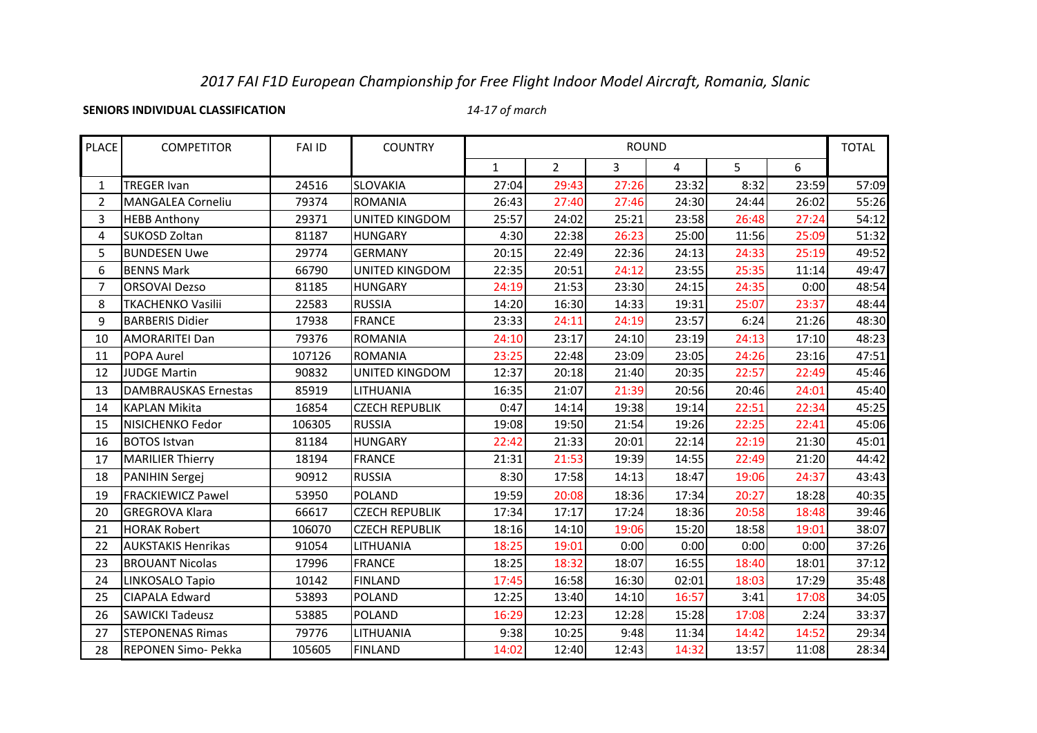# 2017 FAI F1D European Championship for Free Flight Indoor Model Aircraft, Romania, Slanic

**SENIORS INDIVIDUAL CLASSIFICATION**

*14-17 of march*

| PLACE | COMPETITOR | FAI ID | COUNTRY | ROUND | | | | | | TOTAL |
|---|---|---|---|---|---|---|---|---|---|---|
| | | | | 1 | 2 | 3 | 4 | 5 | 6 | |
| 1 | TREGER Ivan | 24516 | SLOVAKIA | 27:04 | 29:43 | 27:26 | 23:32 | 8:32 | 23:59 | 57:09 |
| 2 | MANGALEA Corneliu | 79374 | ROMANIA | 26:43 | 27:40 | 27:46 | 24:30 | 24:44 | 26:02 | 55:26 |
| 3 | HEBB Anthony | 29371 | UNITED KINGDOM | 25:57 | 24:02 | 25:21 | 23:58 | 26:48 | 27:24 | 54:12 |
| 4 | SUKOSD Zoltan | 81187 | HUNGARY | 4:30 | 22:38 | 26:23 | 25:00 | 11:56 | 25:09 | 51:32 |
| 5 | BUNDESEN Uwe | 29774 | GERMANY | 20:15 | 22:49 | 22:36 | 24:13 | 24:33 | 25:19 | 49:52 |
| 6 | BENNS Mark | 66790 | UNITED KINGDOM | 22:35 | 20:51 | 24:12 | 23:55 | 25:35 | 11:14 | 49:47 |
| 7 | ORSOVAI Dezso | 81185 | HUNGARY | 24:19 | 21:53 | 23:30 | 24:15 | 24:35 | 0:00 | 48:54 |
| 8 | TKACHENKO Vasilii | 22583 | RUSSIA | 14:20 | 16:30 | 14:33 | 19:31 | 25:07 | 23:37 | 48:44 |
| 9 | BARBERIS Didier | 17938 | FRANCE | 23:33 | 24:11 | 24:19 | 23:57 | 6:24 | 21:26 | 48:30 |
| 10 | AMORARITEI Dan | 79376 | ROMANIA | 24:10 | 23:17 | 24:10 | 23:19 | 24:13 | 17:10 | 48:23 |
| 11 | POPA Aurel | 107126 | ROMANIA | 23:25 | 22:48 | 23:09 | 23:05 | 24:26 | 23:16 | 47:51 |
| 12 | JUDGE Martin | 90832 | UNITED KINGDOM | 12:37 | 20:18 | 21:40 | 20:35 | 22:57 | 22:49 | 45:46 |
| 13 | DAMBRAUSKAS Ernestas | 85919 | LITHUANIA | 16:35 | 21:07 | 21:39 | 20:56 | 20:46 | 24:01 | 45:40 |
| 14 | KAPLAN Mikita | 16854 | CZECH REPUBLIK | 0:47 | 14:14 | 19:38 | 19:14 | 22:51 | 22:34 | 45:25 |
| 15 | NISICHENKO Fedor | 106305 | RUSSIA | 19:08 | 19:50 | 21:54 | 19:26 | 22:25 | 22:41 | 45:06 |
| 16 | BOTOS Istvan | 81184 | HUNGARY | 22:42 | 21:33 | 20:01 | 22:14 | 22:19 | 21:30 | 45:01 |
| 17 | MARILIER Thierry | 18194 | FRANCE | 21:31 | 21:53 | 19:39 | 14:55 | 22:49 | 21:20 | 44:42 |
| 18 | PANIHIN Sergej | 90912 | RUSSIA | 8:30 | 17:58 | 14:13 | 18:47 | 19:06 | 24:37 | 43:43 |
| 19 | FRACKIEWICZ Pawel | 53950 | POLAND | 19:59 | 20:08 | 18:36 | 17:34 | 20:27 | 18:28 | 40:35 |
| 20 | GREGROVA Klara | 66617 | CZECH REPUBLIK | 17:34 | 17:17 | 17:24 | 18:36 | 20:58 | 18:48 | 39:46 |
| 21 | HORAK Robert | 106070 | CZECH REPUBLIK | 18:16 | 14:10 | 19:06 | 15:20 | 18:58 | 19:01 | 38:07 |
| 22 | AUKSTAKIS Henrikas | 91054 | LITHUANIA | 18:25 | 19:01 | 0:00 | 0:00 | 0:00 | 0:00 | 37:26 |
| 23 | BROUANT Nicolas | 17996 | FRANCE | 18:25 | 18:32 | 18:07 | 16:55 | 18:40 | 18:01 | 37:12 |
| 24 | LINKOSALO Tapio | 10142 | FINLAND | 17:45 | 16:58 | 16:30 | 02:01 | 18:03 | 17:29 | 35:48 |
| 25 | CIAPALA Edward | 53893 | POLAND | 12:25 | 13:40 | 14:10 | 16:57 | 3:41 | 17:08 | 34:05 |
| 26 | SAWICKI Tadeusz | 53885 | POLAND | 16:29 | 12:23 | 12:28 | 15:28 | 17:08 | 2:24 | 33:37 |
| 27 | STEPONENAS Rimas | 79776 | LITHUANIA | 9:38 | 10:25 | 9:48 | 11:34 | 14:42 | 14:52 | 29:34 |
| 28 | REPONEN Simo- Pekka | 105605 | FINLAND | 14:02 | 12:40 | 12:43 | 14:32 | 13:57 | 11:08 | 28:34 |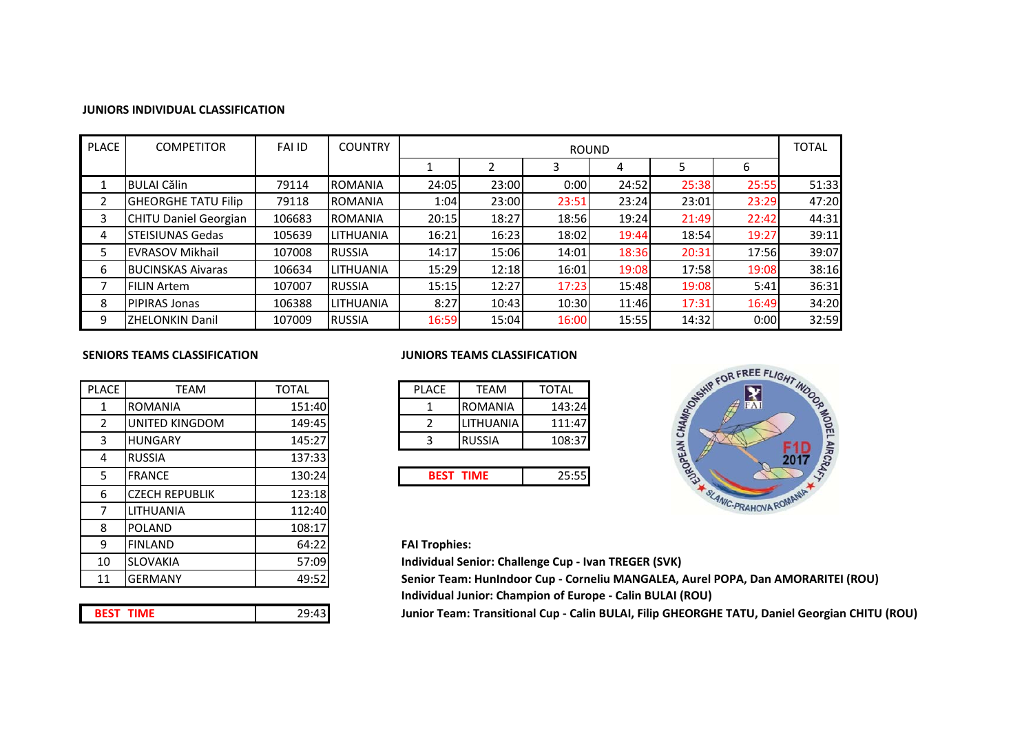### JUNIORS INDIVIDUAL CLASSIFICATION

| PLACE | COMPETITOR | FAI ID | COUNTRY | ROUND | | | | | | TOTAL |
|---|---|---|---|---|---|---|---|---|---|---|
| | | | | 1 | 2 | 3 | 4 | 5 | 6 | |
| 1 | BULAI Călin | 79114 | ROMANIA | 24:05 | 23:00 | 0:00 | 24:52 | 25:38 | 25:55 | 51:33 |
| 2 | GHEORGHE TATU Filip | 79118 | ROMANIA | 1:04 | 23:00 | 23:51 | 23:24 | 23:01 | 23:29 | 47:20 |
| 3 | CHITU Daniel Georgian | 106683 | ROMANIA | 20:15 | 18:27 | 18:56 | 19:24 | 21:49 | 22:42 | 44:31 |
| 4 | STEISIUNAS Gedas | 105639 | LITHUANIA | 16:21 | 16:23 | 18:02 | 19:44 | 18:54 | 19:27 | 39:11 |
| 5 | EVRASOV Mikhail | 107008 | RUSSIA | 14:17 | 15:06 | 14:01 | 18:36 | 20:31 | 17:56 | 39:07 |
| 6 | BUCINSKAS Aivaras | 106634 | LITHUANIA | 15:29 | 12:18 | 16:01 | 19:08 | 17:58 | 19:08 | 38:16 |
| 7 | FILIN Artem | 107007 | RUSSIA | 15:15 | 12:27 | 17:23 | 15:48 | 19:08 | 5:41 | 36:31 |
| 8 | PIPIRAS Jonas | 106388 | LITHUANIA | 8:27 | 10:43 | 10:30 | 11:46 | 17:31 | 16:49 | 34:20 |
| 9 | ZHELONKIN Danil | 107009 | RUSSIA | 16:59 | 15:04 | 16:00 | 15:55 | 14:32 | 0:00 | 32:59 |

### SENIORS TEAMS CLASSIFICATION

| PLACE | TEAM | TOTAL |
|---|---|---|
| 1 | ROMANIA | 151:40 |
| 2 | UNITED KINGDOM | 149:45 |
| 3 | HUNGARY | 145:27 |
| 4 | RUSSIA | 137:33 |
| 5 | FRANCE | 130:24 |
| 6 | CZECH REPUBLIK | 123:18 |
| 7 | LITHUANIA | 112:40 |
| 8 | POLAND | 108:17 |
| 9 | FINLAND | 64:22 |
| 10 | SLOVAKIA | 57:09 |
| 11 | GERMANY | 49:52 |

| | |
|---|---|
| BEST TIME | 29:43 |

### JUNIORS TEAMS CLASSIFICATION

| PLACE | TEAM | TOTAL |
|---|---|---|
| 1 | ROMANIA | 143:24 |
| 2 | LITHUANIA | 111:47 |
| 3 | RUSSIA | 108:37 |

| | |
|---|---|
| BEST TIME | 25:55 |

EUROPEAN CHAMPIONSHIP FOR FREE FLIGHT INDOOR MODEL AIRCRAFT
FAI
F1D
2017
SLANIC-PRAHOVA ROMANIA

**FAI Trophies:**

**Individual Senior: Challenge Cup - Ivan TREGER (SVK)**

**Senior Team: HunIndoor Cup - Corneliu MANGALEA, Aurel POPA, Dan AMORARITEI (ROU)**

**Individual Junior: Champion of Europe - Calin BULAI (ROU)**

**Junior Team: Transitional Cup - Calin BULAI, Filip GHEORGHE TATU, Daniel Georgian CHITU (ROU)**